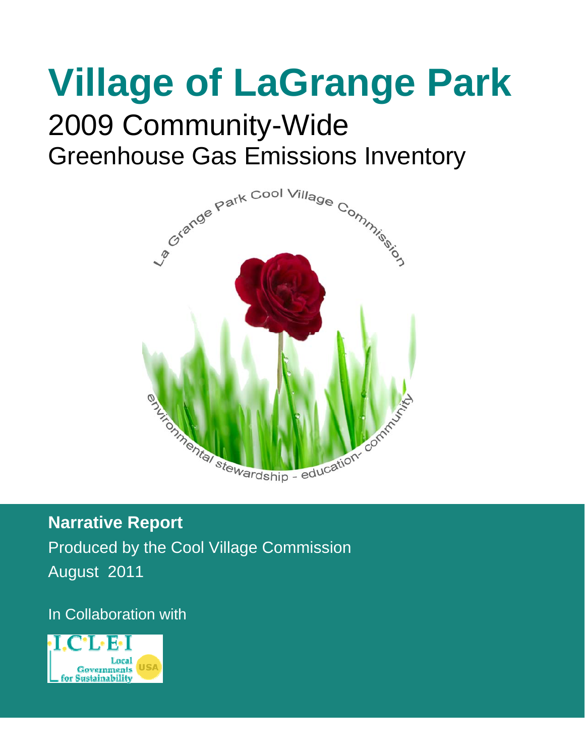# Village of LaGrange Park

## 2009 Community-Wide
## Greenhouse Gas Emissions Inventory

La Grange Park Cool Village Commission

environmental stewardship - education- community

**Narrative Report**

Produced by the Cool Village Commission

August 2011

In Collaboration with

I.C.L.E.I Local Governments for Sustainability USA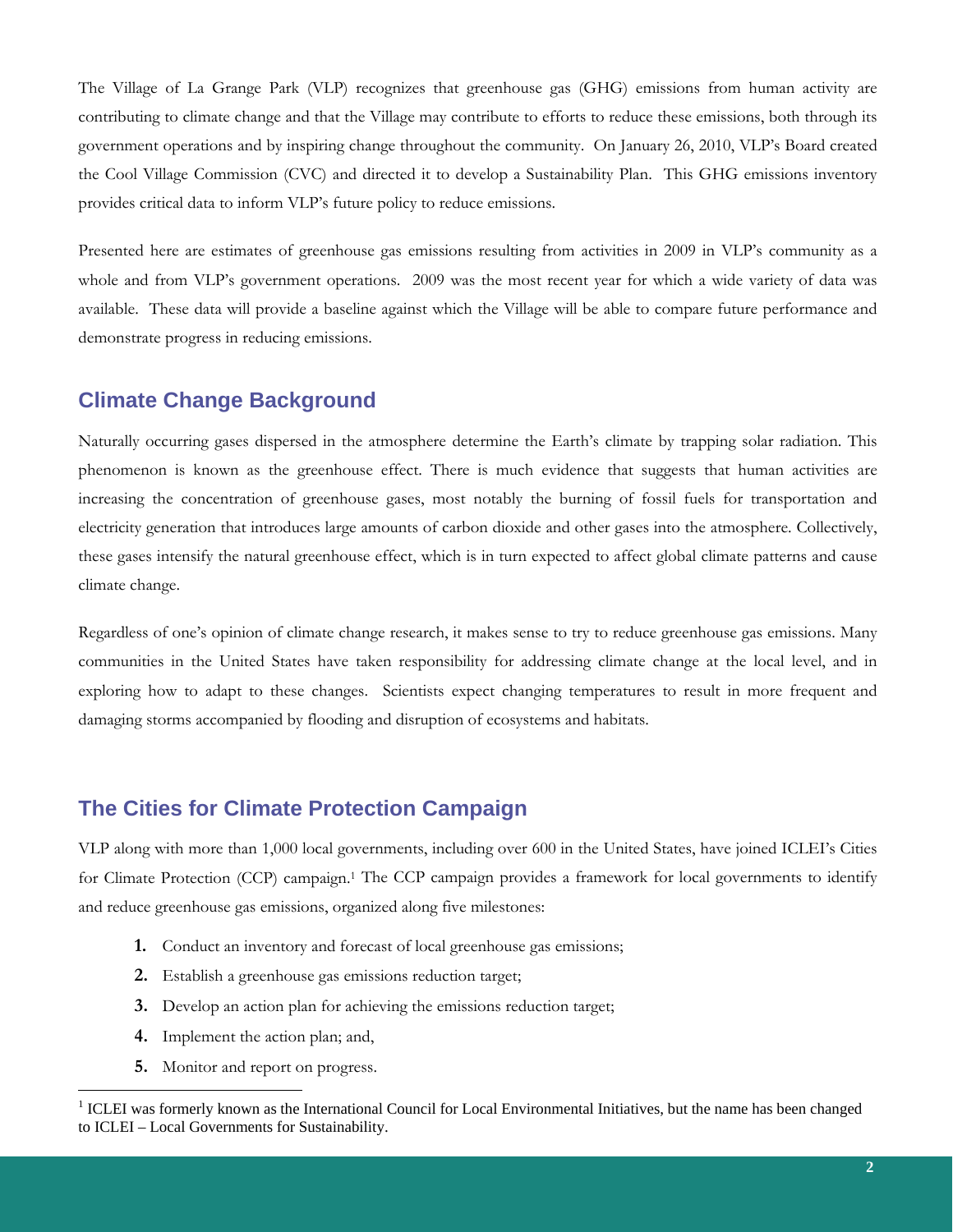The Village of La Grange Park (VLP) recognizes that greenhouse gas (GHG) emissions from human activity are contributing to climate change and that the Village may contribute to efforts to reduce these emissions, both through its government operations and by inspiring change throughout the community. On January 26, 2010, VLP's Board created the Cool Village Commission (CVC) and directed it to develop a Sustainability Plan. This GHG emissions inventory provides critical data to inform VLP's future policy to reduce emissions.

Presented here are estimates of greenhouse gas emissions resulting from activities in 2009 in VLP's community as a whole and from VLP's government operations. 2009 was the most recent year for which a wide variety of data was available. These data will provide a baseline against which the Village will be able to compare future performance and demonstrate progress in reducing emissions.

## Climate Change Background

Naturally occurring gases dispersed in the atmosphere determine the Earth's climate by trapping solar radiation. This phenomenon is known as the greenhouse effect. There is much evidence that suggests that human activities are increasing the concentration of greenhouse gases, most notably the burning of fossil fuels for transportation and electricity generation that introduces large amounts of carbon dioxide and other gases into the atmosphere. Collectively, these gases intensify the natural greenhouse effect, which is in turn expected to affect global climate patterns and cause climate change.

Regardless of one's opinion of climate change research, it makes sense to try to reduce greenhouse gas emissions. Many communities in the United States have taken responsibility for addressing climate change at the local level, and in exploring how to adapt to these changes. Scientists expect changing temperatures to result in more frequent and damaging storms accompanied by flooding and disruption of ecosystems and habitats.

## The Cities for Climate Protection Campaign

VLP along with more than 1,000 local governments, including over 600 in the United States, have joined ICLEI's Cities for Climate Protection (CCP) campaign.[1] The CCP campaign provides a framework for local governments to identify and reduce greenhouse gas emissions, organized along five milestones:

1. Conduct an inventory and forecast of local greenhouse gas emissions;
2. Establish a greenhouse gas emissions reduction target;
3. Develop an action plan for achieving the emissions reduction target;
4. Implement the action plan; and,
5. Monitor and report on progress.

[1] ICLEI was formerly known as the International Council for Local Environmental Initiatives, but the name has been changed to ICLEI – Local Governments for Sustainability.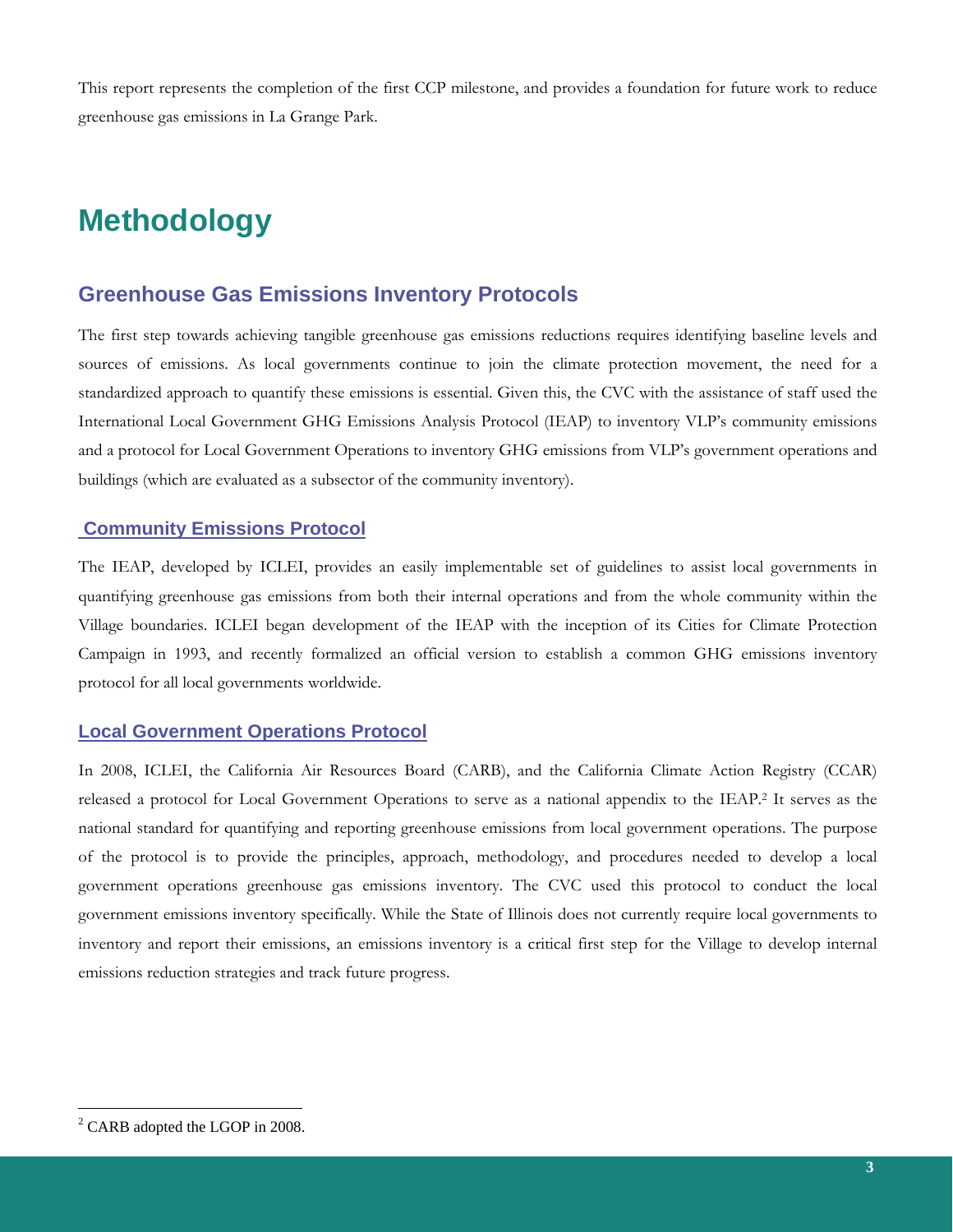This report represents the completion of the first CCP milestone, and provides a foundation for future work to reduce greenhouse gas emissions in La Grange Park.

# Methodology

## Greenhouse Gas Emissions Inventory Protocols

The first step towards achieving tangible greenhouse gas emissions reductions requires identifying baseline levels and sources of emissions. As local governments continue to join the climate protection movement, the need for a standardized approach to quantify these emissions is essential. Given this, the CVC with the assistance of staff used the International Local Government GHG Emissions Analysis Protocol (IEAP) to inventory VLP's community emissions and a protocol for Local Government Operations to inventory GHG emissions from VLP's government operations and buildings (which are evaluated as a subsector of the community inventory).

### Community Emissions Protocol

The IEAP, developed by ICLEI, provides an easily implementable set of guidelines to assist local governments in quantifying greenhouse gas emissions from both their internal operations and from the whole community within the Village boundaries. ICLEI began development of the IEAP with the inception of its Cities for Climate Protection Campaign in 1993, and recently formalized an official version to establish a common GHG emissions inventory protocol for all local governments worldwide.

### Local Government Operations Protocol

In 2008, ICLEI, the California Air Resources Board (CARB), and the California Climate Action Registry (CCAR) released a protocol for Local Government Operations to serve as a national appendix to the IEAP.[2] It serves as the national standard for quantifying and reporting greenhouse emissions from local government operations. The purpose of the protocol is to provide the principles, approach, methodology, and procedures needed to develop a local government operations greenhouse gas emissions inventory. The CVC used this protocol to conduct the local government emissions inventory specifically. While the State of Illinois does not currently require local governments to inventory and report their emissions, an emissions inventory is a critical first step for the Village to develop internal emissions reduction strategies and track future progress.

[2] CARB adopted the LGOP in 2008.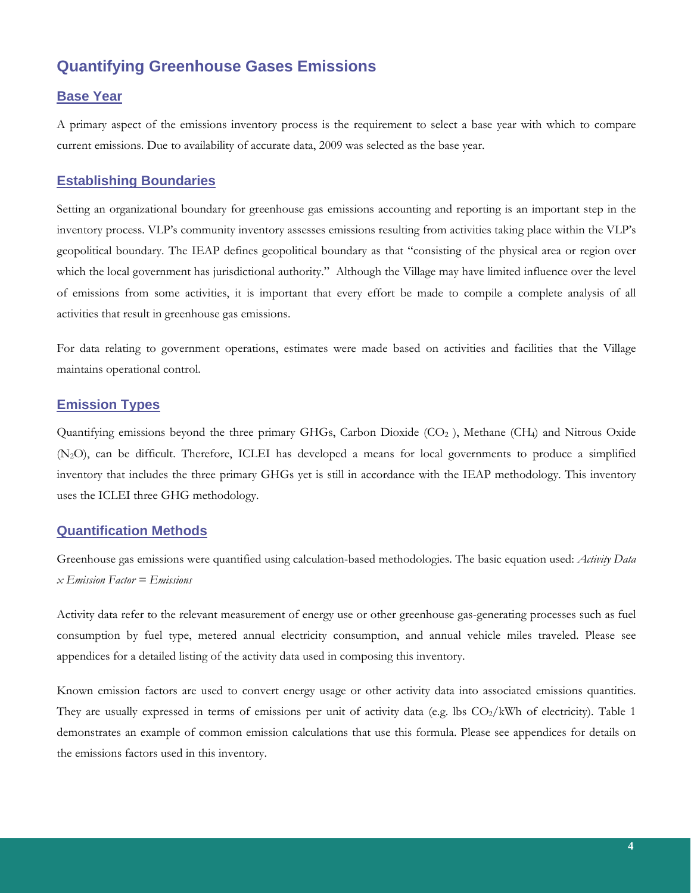# Quantifying Greenhouse Gases Emissions

## Base Year

A primary aspect of the emissions inventory process is the requirement to select a base year with which to compare current emissions. Due to availability of accurate data, 2009 was selected as the base year.

## Establishing Boundaries

Setting an organizational boundary for greenhouse gas emissions accounting and reporting is an important step in the inventory process. VLP's community inventory assesses emissions resulting from activities taking place within the VLP's geopolitical boundary. The IEAP defines geopolitical boundary as that "consisting of the physical area or region over which the local government has jurisdictional authority." Although the Village may have limited influence over the level of emissions from some activities, it is important that every effort be made to compile a complete analysis of all activities that result in greenhouse gas emissions.

For data relating to government operations, estimates were made based on activities and facilities that the Village maintains operational control.

## Emission Types

Quantifying emissions beyond the three primary GHGs, Carbon Dioxide ($CO_2$ ), Methane ($CH_4$) and Nitrous Oxide ($N_2O$), can be difficult. Therefore, ICLEI has developed a means for local governments to produce a simplified inventory that includes the three primary GHGs yet is still in accordance with the IEAP methodology. This inventory uses the ICLEI three GHG methodology.

## Quantification Methods

Greenhouse gas emissions were quantified using calculation-based methodologies. The basic equation used: *Activity Data x Emission Factor = Emissions*

Activity data refer to the relevant measurement of energy use or other greenhouse gas-generating processes such as fuel consumption by fuel type, metered annual electricity consumption, and annual vehicle miles traveled. Please see appendices for a detailed listing of the activity data used in composing this inventory.

Known emission factors are used to convert energy usage or other activity data into associated emissions quantities. They are usually expressed in terms of emissions per unit of activity data (e.g. lbs $CO_2$/kWh of electricity). Table 1 demonstrates an example of common emission calculations that use this formula. Please see appendices for details on the emissions factors used in this inventory.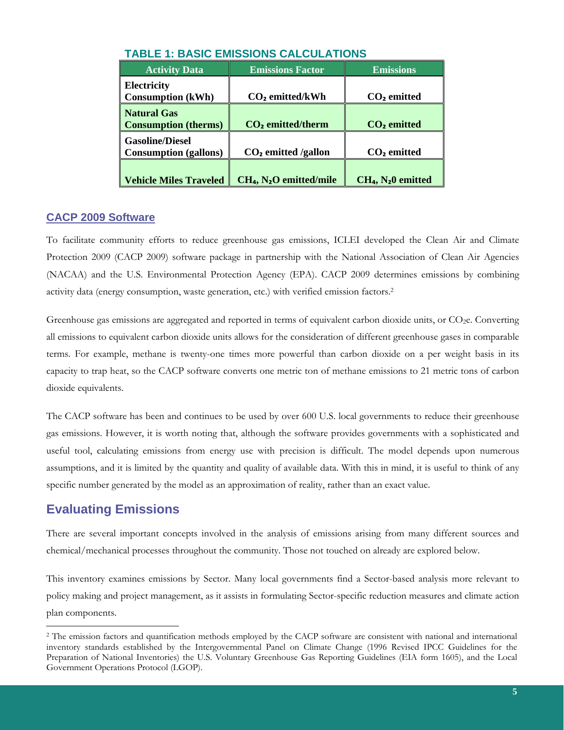**TABLE 1: BASIC EMISSIONS CALCULATIONS**

| Activity Data | Emissions Factor | Emissions |
|---|---|---|
| **Electricity Consumption (kWh)** | **$CO_2$ emitted/kWh** | **$CO_2$ emitted** |
| **Natural Gas Consumption (therms)** | **$CO_2$ emitted/therm** | **$CO_2$ emitted** |
| **Gasoline/Diesel Consumption (gallons)** | **$CO_2$ emitted /gallon** | **$CO_2$ emitted** |
| **Vehicle Miles Traveled** | **$CH_4$, $N_2O$ emitted/mile** | **$CH_4$, $N_20$ emitted** |

### CACP 2009 Software

To facilitate community efforts to reduce greenhouse gas emissions, ICLEI developed the Clean Air and Climate Protection 2009 (CACP 2009) software package in partnership with the National Association of Clean Air Agencies (NACAA) and the U.S. Environmental Protection Agency (EPA). CACP 2009 determines emissions by combining activity data (energy consumption, waste generation, etc.) with verified emission factors.[2]

Greenhouse gas emissions are aggregated and reported in terms of equivalent carbon dioxide units, or $CO_2e$. Converting all emissions to equivalent carbon dioxide units allows for the consideration of different greenhouse gases in comparable terms. For example, methane is twenty-one times more powerful than carbon dioxide on a per weight basis in its capacity to trap heat, so the CACP software converts one metric ton of methane emissions to 21 metric tons of carbon dioxide equivalents.

The CACP software has been and continues to be used by over 600 U.S. local governments to reduce their greenhouse gas emissions. However, it is worth noting that, although the software provides governments with a sophisticated and useful tool, calculating emissions from energy use with precision is difficult. The model depends upon numerous assumptions, and it is limited by the quantity and quality of available data. With this in mind, it is useful to think of any specific number generated by the model as an approximation of reality, rather than an exact value.

## Evaluating Emissions

There are several important concepts involved in the analysis of emissions arising from many different sources and chemical/mechanical processes throughout the community. Those not touched on already are explored below.

This inventory examines emissions by Sector. Many local governments find a Sector-based analysis more relevant to policy making and project management, as it assists in formulating Sector-specific reduction measures and climate action plan components.

[2] The emission factors and quantification methods employed by the CACP software are consistent with national and international inventory standards established by the Intergovernmental Panel on Climate Change (1996 Revised IPCC Guidelines for the Preparation of National Inventories) the U.S. Voluntary Greenhouse Gas Reporting Guidelines (EIA form 1605), and the Local Government Operations Protocol (LGOP).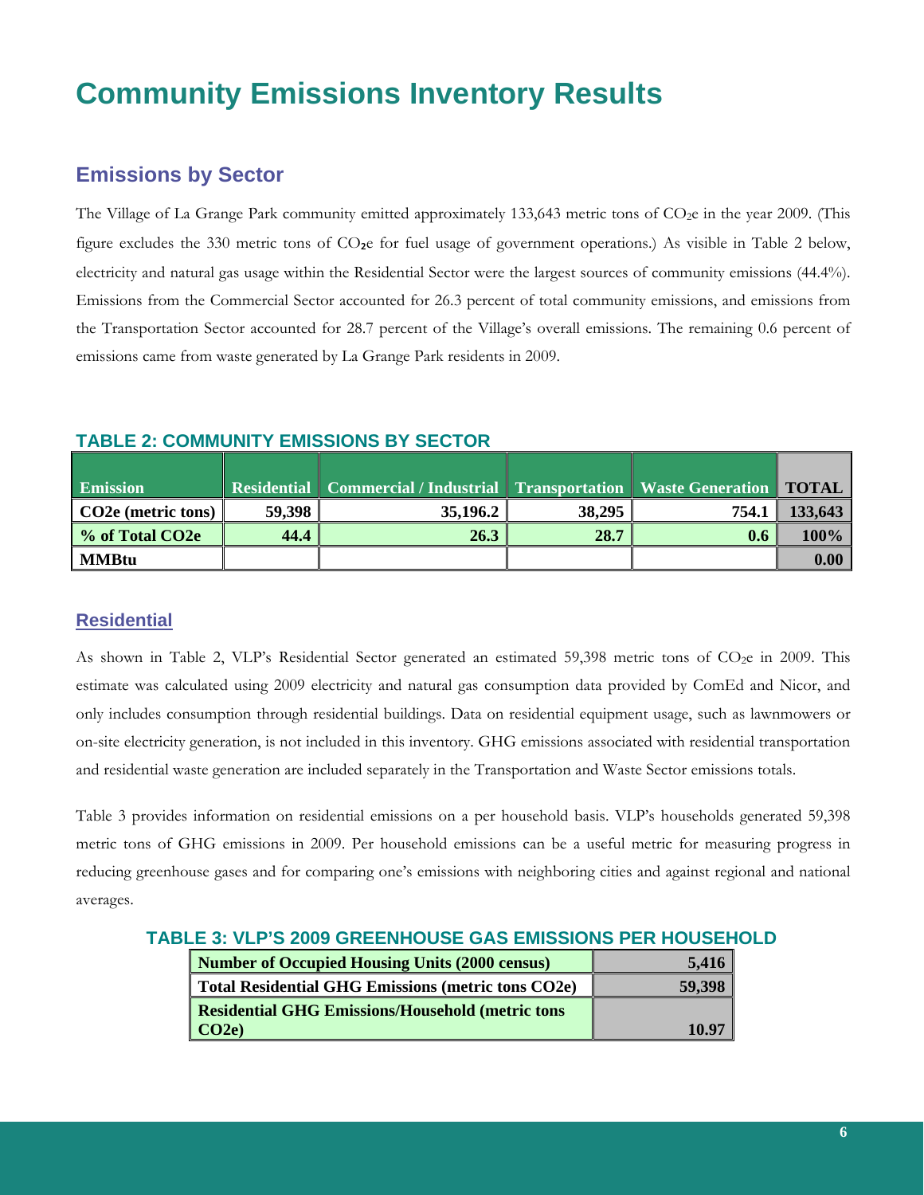# Community Emissions Inventory Results

## Emissions by Sector

The Village of La Grange Park community emitted approximately 133,643 metric tons of $CO_2e$ in the year 2009. (This figure excludes the 330 metric tons of $CO_2e$ for fuel usage of government operations.) As visible in Table 2 below, electricity and natural gas usage within the Residential Sector were the largest sources of community emissions (44.4%). Emissions from the Commercial Sector accounted for 26.3 percent of total community emissions, and emissions from the Transportation Sector accounted for 28.7 percent of the Village's overall emissions. The remaining 0.6 percent of emissions came from waste generated by La Grange Park residents in 2009.

### TABLE 2: COMMUNITY EMISSIONS BY SECTOR

| Emission | Residential | Commercial / Industrial | Transportation | Waste Generation | TOTAL |
|---|---|---|---|---|---|
| CO2e (metric tons) | 59,398 | 35,196.2 | 38,295 | 754.1 | 133,643 |
| % of Total CO2e | 44.4 | 26.3 | 28.7 | 0.6 | 100% |
| MMBtu | | | | | 0.00 |

### Residential

As shown in Table 2, VLP's Residential Sector generated an estimated 59,398 metric tons of $CO_2e$ in 2009. This estimate was calculated using 2009 electricity and natural gas consumption data provided by ComEd and Nicor, and only includes consumption through residential buildings. Data on residential equipment usage, such as lawnmowers or on-site electricity generation, is not included in this inventory. GHG emissions associated with residential transportation and residential waste generation are included separately in the Transportation and Waste Sector emissions totals.

Table 3 provides information on residential emissions on a per household basis. VLP's households generated 59,398 metric tons of GHG emissions in 2009. Per household emissions can be a useful metric for measuring progress in reducing greenhouse gases and for comparing one's emissions with neighboring cities and against regional and national averages.

### TABLE 3: VLP'S 2009 GREENHOUSE GAS EMISSIONS PER HOUSEHOLD

| | |
|---|---|
| Number of Occupied Housing Units (2000 census) | 5,416 |
| Total Residential GHG Emissions (metric tons CO2e) | 59,398 |
| Residential GHG Emissions/Household (metric tons CO2e) | 10.97 |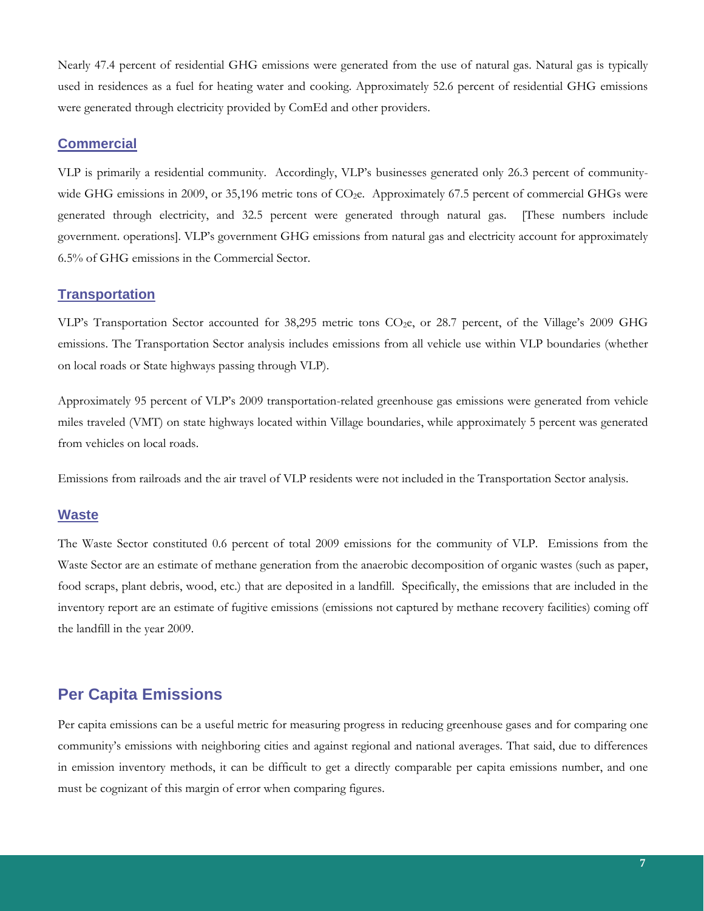Nearly 47.4 percent of residential GHG emissions were generated from the use of natural gas. Natural gas is typically used in residences as a fuel for heating water and cooking. Approximately 52.6 percent of residential GHG emissions were generated through electricity provided by ComEd and other providers.

### Commercial

VLP is primarily a residential community. Accordingly, VLP's businesses generated only 26.3 percent of community-wide GHG emissions in 2009, or 35,196 metric tons of $CO_2$e. Approximately 67.5 percent of commercial GHGs were generated through electricity, and 32.5 percent were generated through natural gas. [These numbers include government. operations]. VLP's government GHG emissions from natural gas and electricity account for approximately 6.5% of GHG emissions in the Commercial Sector.

### Transportation

VLP's Transportation Sector accounted for 38,295 metric tons $CO_2$e, or 28.7 percent, of the Village's 2009 GHG emissions. The Transportation Sector analysis includes emissions from all vehicle use within VLP boundaries (whether on local roads or State highways passing through VLP).

Approximately 95 percent of VLP's 2009 transportation-related greenhouse gas emissions were generated from vehicle miles traveled (VMT) on state highways located within Village boundaries, while approximately 5 percent was generated from vehicles on local roads.

Emissions from railroads and the air travel of VLP residents were not included in the Transportation Sector analysis.

### Waste

The Waste Sector constituted 0.6 percent of total 2009 emissions for the community of VLP. Emissions from the Waste Sector are an estimate of methane generation from the anaerobic decomposition of organic wastes (such as paper, food scraps, plant debris, wood, etc.) that are deposited in a landfill. Specifically, the emissions that are included in the inventory report are an estimate of fugitive emissions (emissions not captured by methane recovery facilities) coming off the landfill in the year 2009.

## Per Capita Emissions

Per capita emissions can be a useful metric for measuring progress in reducing greenhouse gases and for comparing one community's emissions with neighboring cities and against regional and national averages. That said, due to differences in emission inventory methods, it can be difficult to get a directly comparable per capita emissions number, and one must be cognizant of this margin of error when comparing figures.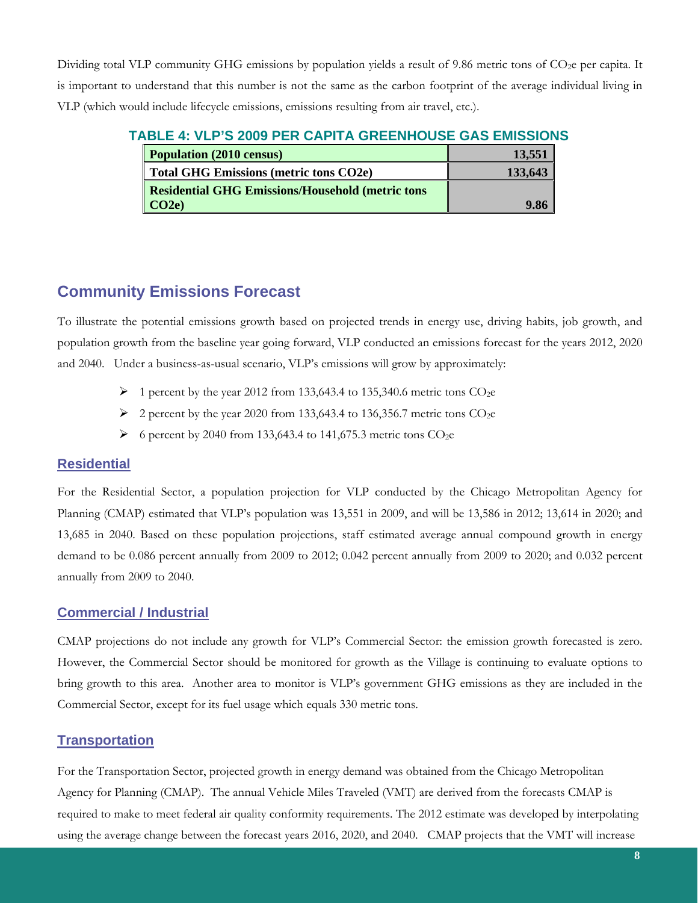Dividing total VLP community GHG emissions by population yields a result of 9.86 metric tons of $CO_2e$ per capita. It is important to understand that this number is not the same as the carbon footprint of the average individual living in VLP (which would include lifecycle emissions, emissions resulting from air travel, etc.).

**TABLE 4: VLP'S 2009 PER CAPITA GREENHOUSE GAS EMISSIONS**

| | |
|---|---|
| **Population (2010 census)** | **13,551** |
| **Total GHG Emissions (metric tons CO2e)** | **133,643** |
| **Residential GHG Emissions/Household (metric tons CO2e)** | **9.86** |

## Community Emissions Forecast

To illustrate the potential emissions growth based on projected trends in energy use, driving habits, job growth, and population growth from the baseline year going forward, VLP conducted an emissions forecast for the years 2012, 2020 and 2040. Under a business-as-usual scenario, VLP's emissions will grow by approximately:

- 1 percent by the year 2012 from 133,643.4 to 135,340.6 metric tons $CO_2e$
- 2 percent by the year 2020 from 133,643.4 to 136,356.7 metric tons $CO_2e$
- 6 percent by 2040 from 133,643.4 to 141,675.3 metric tons $CO_2e$

### Residential

For the Residential Sector, a population projection for VLP conducted by the Chicago Metropolitan Agency for Planning (CMAP) estimated that VLP's population was 13,551 in 2009, and will be 13,586 in 2012; 13,614 in 2020; and 13,685 in 2040. Based on these population projections, staff estimated average annual compound growth in energy demand to be 0.086 percent annually from 2009 to 2012; 0.042 percent annually from 2009 to 2020; and 0.032 percent annually from 2009 to 2040.

### Commercial / Industrial

CMAP projections do not include any growth for VLP's Commercial Sector: the emission growth forecasted is zero. However, the Commercial Sector should be monitored for growth as the Village is continuing to evaluate options to bring growth to this area. Another area to monitor is VLP's government GHG emissions as they are included in the Commercial Sector, except for its fuel usage which equals 330 metric tons.

### Transportation

For the Transportation Sector, projected growth in energy demand was obtained from the Chicago Metropolitan Agency for Planning (CMAP). The annual Vehicle Miles Traveled (VMT) are derived from the forecasts CMAP is required to make to meet federal air quality conformity requirements. The 2012 estimate was developed by interpolating using the average change between the forecast years 2016, 2020, and 2040. CMAP projects that the VMT will increase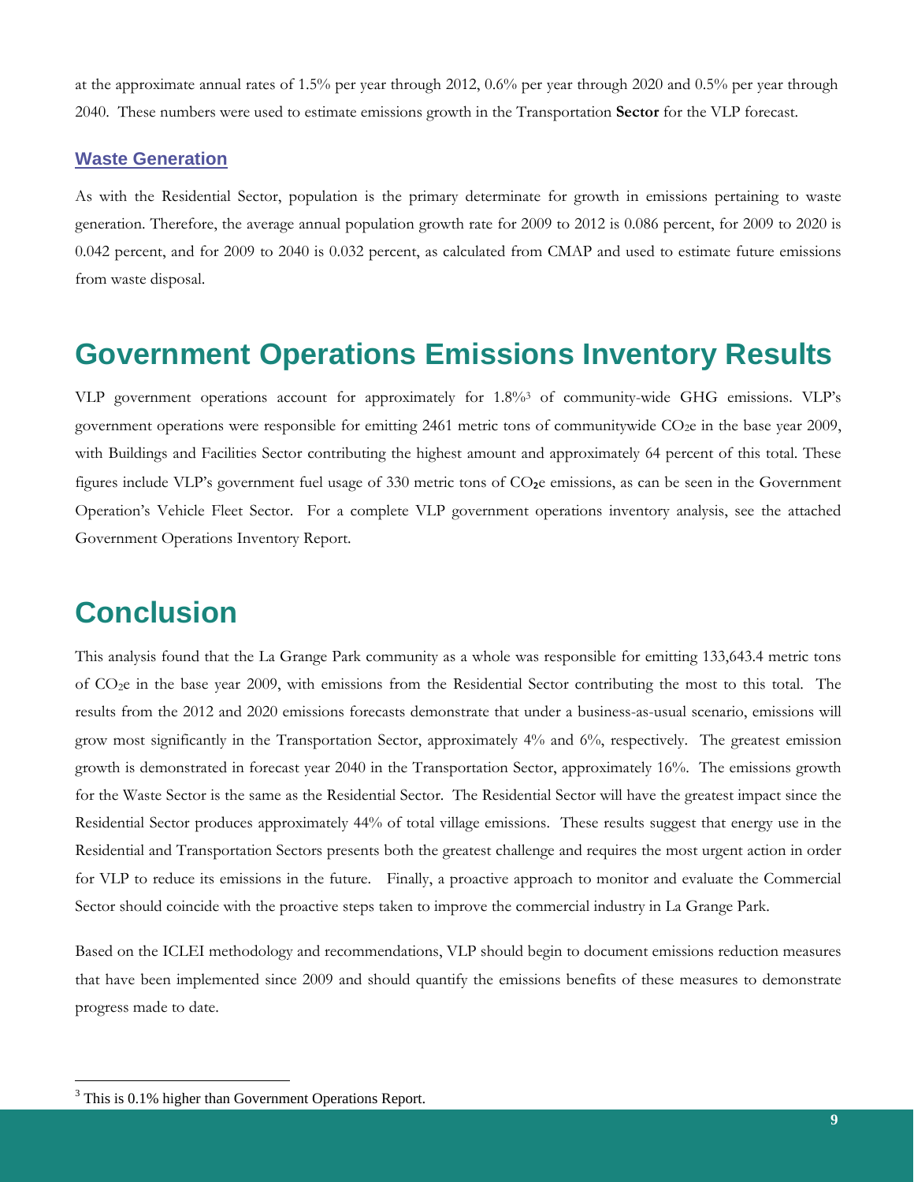at the approximate annual rates of 1.5% per year through 2012, 0.6% per year through 2020 and 0.5% per year through 2040. These numbers were used to estimate emissions growth in the Transportation **Sector** for the VLP forecast.

### Waste Generation

As with the Residential Sector, population is the primary determinate for growth in emissions pertaining to waste generation. Therefore, the average annual population growth rate for 2009 to 2012 is 0.086 percent, for 2009 to 2020 is 0.042 percent, and for 2009 to 2040 is 0.032 percent, as calculated from CMAP and used to estimate future emissions from waste disposal.

## Government Operations Emissions Inventory Results

VLP government operations account for approximately for 1.8%[3] of community-wide GHG emissions. VLP's government operations were responsible for emitting 2461 metric tons of communitywide $CO_2e$ in the base year 2009, with Buildings and Facilities Sector contributing the highest amount and approximately 64 percent of this total. These figures include VLP's government fuel usage of 330 metric tons of $CO_2e$ emissions, as can be seen in the Government Operation's Vehicle Fleet Sector. For a complete VLP government operations inventory analysis, see the attached Government Operations Inventory Report.

## Conclusion

This analysis found that the La Grange Park community as a whole was responsible for emitting 133,643.4 metric tons of $CO_2e$ in the base year 2009, with emissions from the Residential Sector contributing the most to this total. The results from the 2012 and 2020 emissions forecasts demonstrate that under a business-as-usual scenario, emissions will grow most significantly in the Transportation Sector, approximately 4% and 6%, respectively. The greatest emission growth is demonstrated in forecast year 2040 in the Transportation Sector, approximately 16%. The emissions growth for the Waste Sector is the same as the Residential Sector. The Residential Sector will have the greatest impact since the Residential Sector produces approximately 44% of total village emissions. These results suggest that energy use in the Residential and Transportation Sectors presents both the greatest challenge and requires the most urgent action in order for VLP to reduce its emissions in the future. Finally, a proactive approach to monitor and evaluate the Commercial Sector should coincide with the proactive steps taken to improve the commercial industry in La Grange Park.

Based on the ICLEI methodology and recommendations, VLP should begin to document emissions reduction measures that have been implemented since 2009 and should quantify the emissions benefits of these measures to demonstrate progress made to date.

[3] This is 0.1% higher than Government Operations Report.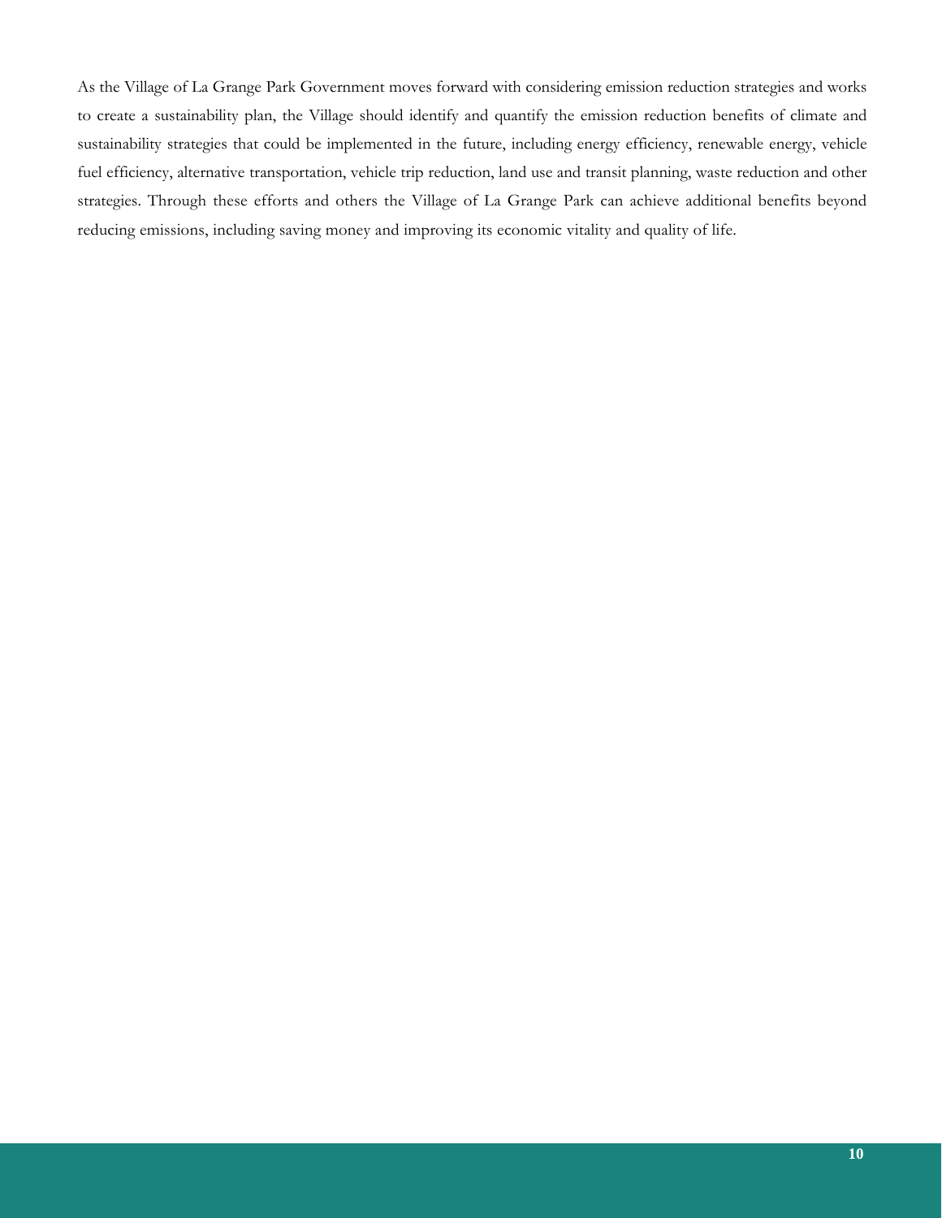As the Village of La Grange Park Government moves forward with considering emission reduction strategies and works to create a sustainability plan, the Village should identify and quantify the emission reduction benefits of climate and sustainability strategies that could be implemented in the future, including energy efficiency, renewable energy, vehicle fuel efficiency, alternative transportation, vehicle trip reduction, land use and transit planning, waste reduction and other strategies. Through these efforts and others the Village of La Grange Park can achieve additional benefits beyond reducing emissions, including saving money and improving its economic vitality and quality of life.